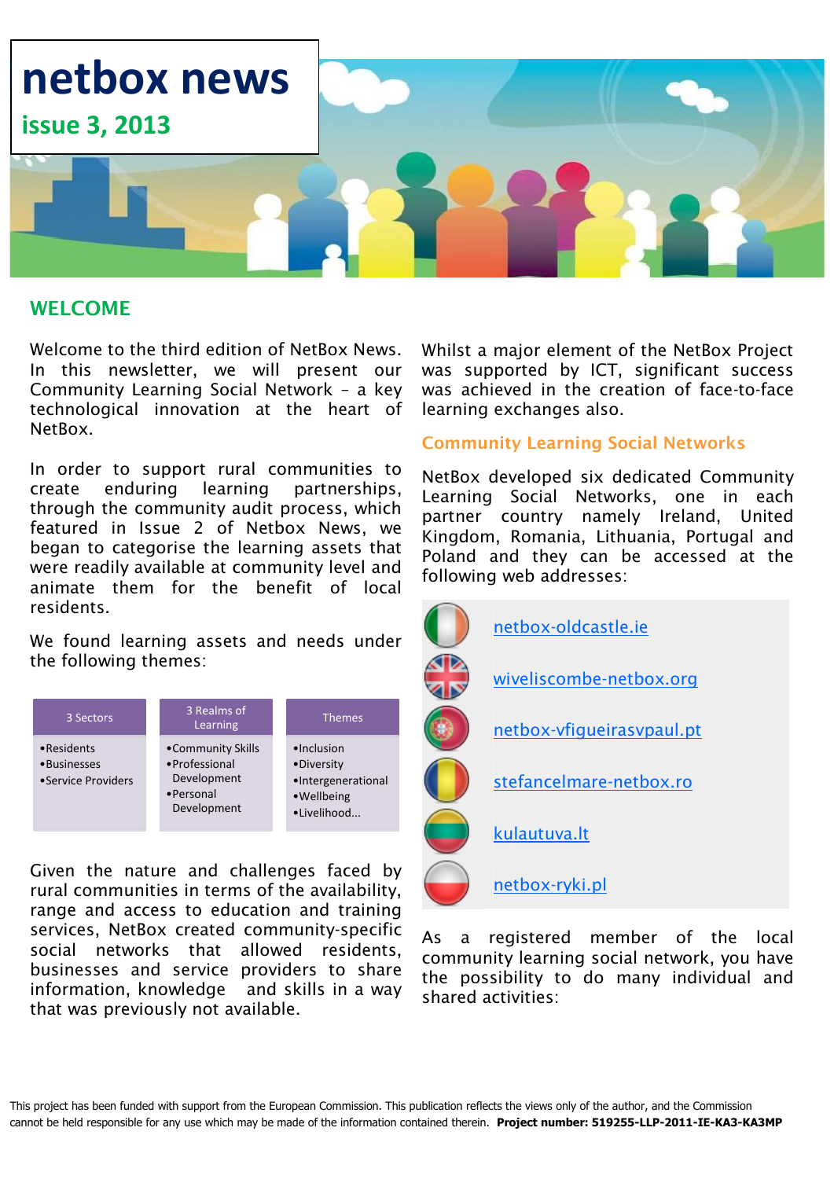# netbox news

**issue 3, 2013**

## WELCOME

Welcome to the third edition of NetBox News. In this newsletter, we will present our Community Learning Social Network – a key technological innovation at the heart of NetBox.

In order to support rural communities to create enduring learning partnerships, through the community audit process, which featured in Issue 2 of Netbox News, we began to categorise the learning assets that were readily available at community level and animate them for the benefit of local residents.

We found learning assets and needs under the following themes:

| 3 Sectors | 3 Realms of Learning | Themes |
|---|---|---|
| •Residents<br>•Businesses<br>•Service Providers | •Community Skills<br>•Professional Development<br>•Personal Development | •Inclusion<br>•Diversity<br>•Intergenerational<br>•Wellbeing<br>•Livelihood... |

Given the nature and challenges faced by rural communities in terms of the availability, range and access to education and training services, NetBox created community-specific social networks that allowed residents, businesses and service providers to share information, knowledge and skills in a way that was previously not available.

Whilst a major element of the NetBox Project was supported by ICT, significant success was achieved in the creation of face-to-face learning exchanges also.

### Community Learning Social Networks

NetBox developed six dedicated Community Learning Social Networks, one in each partner country namely Ireland, United Kingdom, Romania, Lithuania, Portugal and Poland and they can be accessed at the following web addresses:

- netbox-oldcastle.ie
- wiveliscombe-netbox.org
- netbox-vfigueirasvpaul.pt
- stefancelmare-netbox.ro
- kulautuva.lt
- netbox-ryki.pl

As a registered member of the local community learning social network, you have the possibility to do many individual and shared activities:

This project has been funded with support from the European Commission. This publication reflects the views only of the author, and the Commission cannot be held responsible for any use which may be made of the information contained therein. **Project number: 519255-LLP-2011-IE-KA3-KA3MP**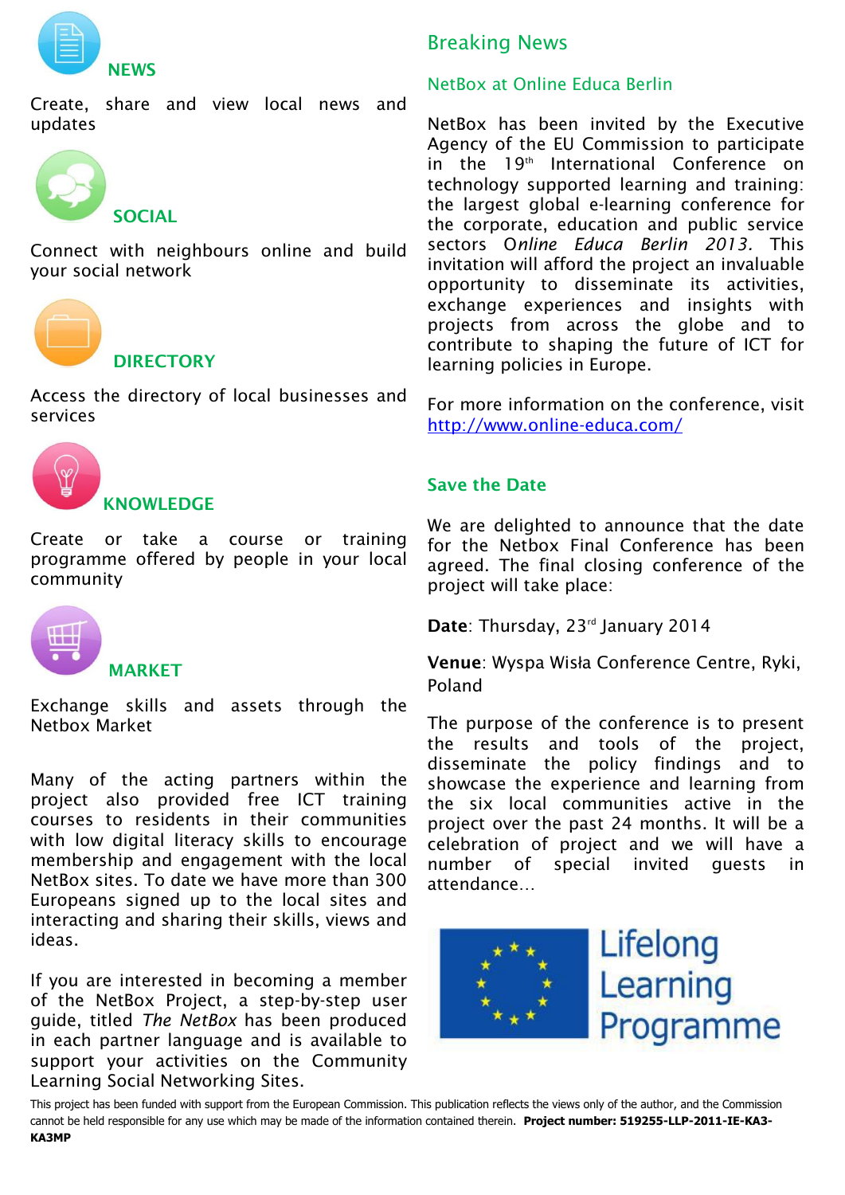### NEWS

Create, share and view local news and updates

### SOCIAL

Connect with neighbours online and build your social network

### DIRECTORY

Access the directory of local businesses and services

### KNOWLEDGE

Create or take a course or training programme offered by people in your local community

### MARKET

Exchange skills and assets through the Netbox Market

Many of the acting partners within the project also provided free ICT training courses to residents in their communities with low digital literacy skills to encourage membership and engagement with the local NetBox sites. To date we have more than 300 Europeans signed up to the local sites and interacting and sharing their skills, views and ideas.

If you are interested in becoming a member of the NetBox Project, a step-by-step user guide, titled *The NetBox* has been produced in each partner language and is available to support your activities on the Community Learning Social Networking Sites.

## Breaking News

### NetBox at Online Educa Berlin

NetBox has been invited by the Executive Agency of the EU Commission to participate in the 19th International Conference on technology supported learning and training: the largest global e-learning conference for the corporate, education and public service sectors *Online Educa Berlin 2013.* This invitation will afford the project an invaluable opportunity to disseminate its activities, exchange experiences and insights with projects from across the globe and to contribute to shaping the future of ICT for learning policies in Europe.

For more information on the conference, visit http://www.online-educa.com/

### Save the Date

We are delighted to announce that the date for the Netbox Final Conference has been agreed. The final closing conference of the project will take place:

**Date**: Thursday, 23rd January 2014

**Venue**: Wyspa Wisła Conference Centre, Ryki, Poland

The purpose of the conference is to present the results and tools of the project, disseminate the policy findings and to showcase the experience and learning from the six local communities active in the project over the past 24 months. It will be a celebration of project and we will have a number of special invited guests in attendance…

Lifelong Learning Programme

This project has been funded with support from the European Commission. This publication reflects the views only of the author, and the Commission cannot be held responsible for any use which may be made of the information contained therein. **Project number: 519255-LLP-2011-IE-KA3-KA3MP**